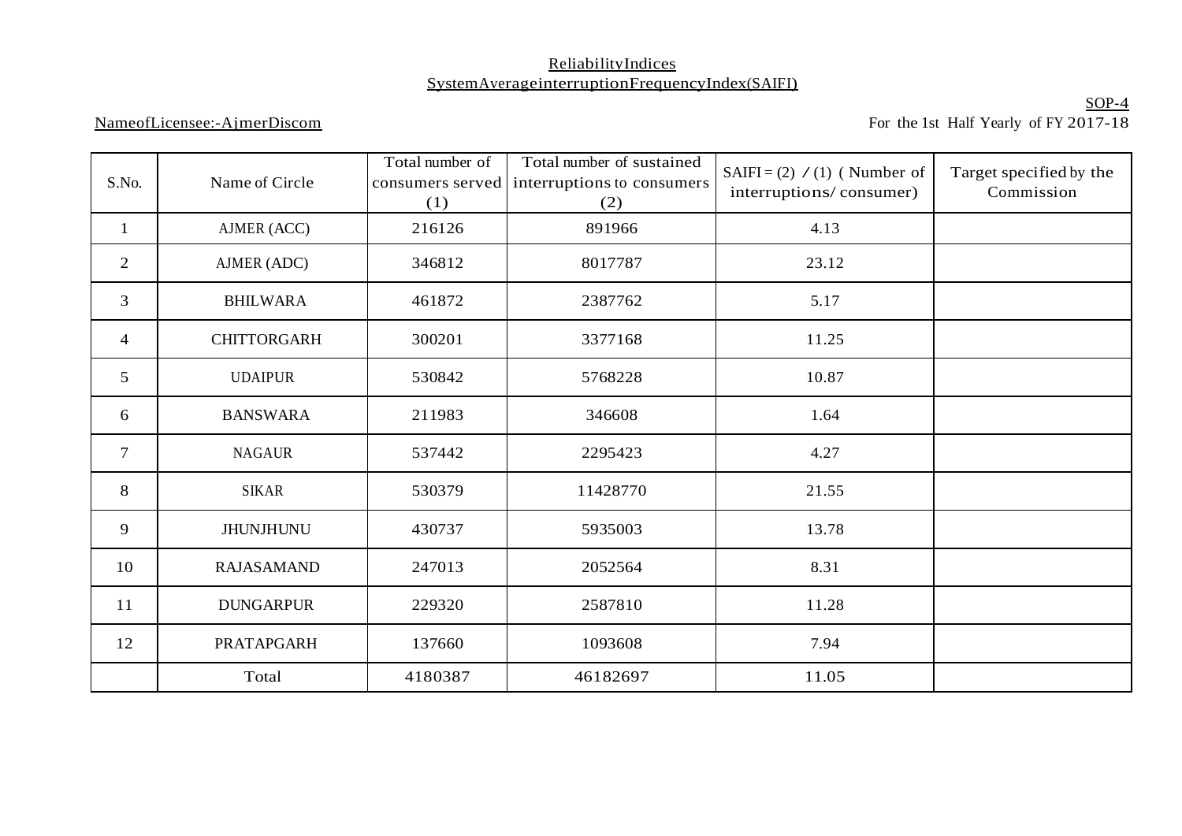ReliabilityIndices

SystemAverageinterruptionFrequencyIndex(SAIFI)

SOP-4

NameofLicensee:-AjmerDiscom

For the 1st Half Yearly of FY 2017-18

| S.No. | Name of Circle | Total number of consumers served (1) | Total number of sustained interruptions to consumers (2) | SAIFI = (2) / (1) ( Number of interruptions/ consumer) | Target specified by the Commission |
|---|---|---|---|---|---|
| 1 | AJMER (ACC) | 216126 | 891966 | 4.13 | |
| 2 | AJMER (ADC) | 346812 | 8017787 | 23.12 | |
| 3 | BHILWARA | 461872 | 2387762 | 5.17 | |
| 4 | CHITTORGARH | 300201 | 3377168 | 11.25 | |
| 5 | UDAIPUR | 530842 | 5768228 | 10.87 | |
| 6 | BANSWARA | 211983 | 346608 | 1.64 | |
| 7 | NAGAUR | 537442 | 2295423 | 4.27 | |
| 8 | SIKAR | 530379 | 11428770 | 21.55 | |
| 9 | JHUNJHUNU | 430737 | 5935003 | 13.78 | |
| 10 | RAJASAMAND | 247013 | 2052564 | 8.31 | |
| 11 | DUNGARPUR | 229320 | 2587810 | 11.28 | |
| 12 | PRATAPGARH | 137660 | 1093608 | 7.94 | |
| | Total | 4180387 | 46182697 | 11.05 | |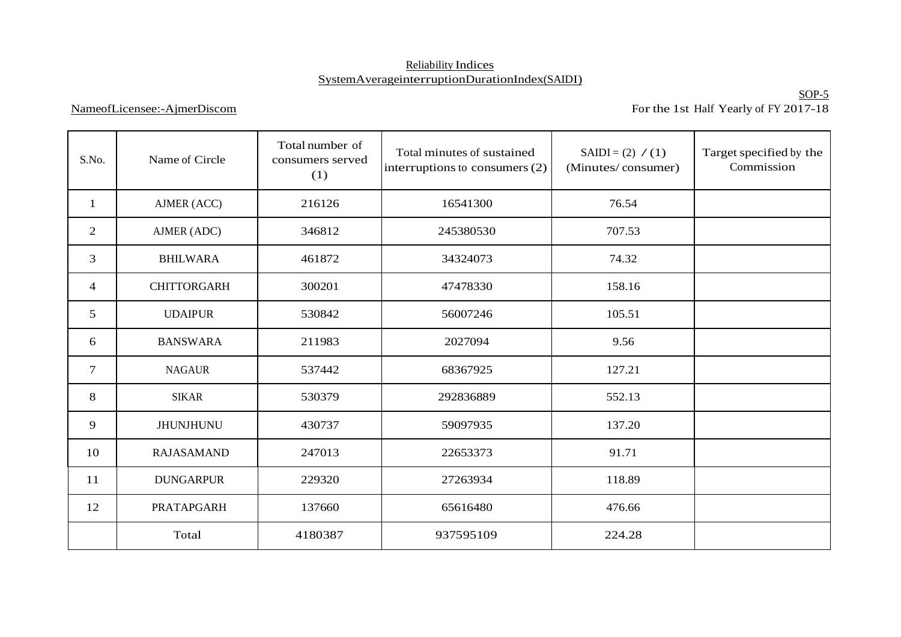Reliability Indices

SystemAverageinterruptionDurationIndex(SAIDI)

SOP-5

NameofLicensee:-AjmerDiscom

For the 1st Half Yearly of FY 2017-18

| S.No. | Name of Circle | Total number of consumers served (1) | Total minutes of sustained interruptions to consumers (2) | SAIDI = (2) / (1) (Minutes/consumer) | Target specified by the Commission |
|---|---|---|---|---|---|
| 1 | AJMER (ACC) | 216126 | 16541300 | 76.54 | |
| 2 | AJMER (ADC) | 346812 | 245380530 | 707.53 | |
| 3 | BHILWARA | 461872 | 34324073 | 74.32 | |
| 4 | CHITTORGARH | 300201 | 47478330 | 158.16 | |
| 5 | UDAIPUR | 530842 | 56007246 | 105.51 | |
| 6 | BANSWARA | 211983 | 2027094 | 9.56 | |
| 7 | NAGAUR | 537442 | 68367925 | 127.21 | |
| 8 | SIKAR | 530379 | 292836889 | 552.13 | |
| 9 | JHUNJHUNU | 430737 | 59097935 | 137.20 | |
| 10 | RAJASAMAND | 247013 | 22653373 | 91.71 | |
| 11 | DUNGARPUR | 229320 | 27263934 | 118.89 | |
| 12 | PRATAPGARH | 137660 | 65616480 | 476.66 | |
| | Total | 4180387 | 937595109 | 224.28 | |